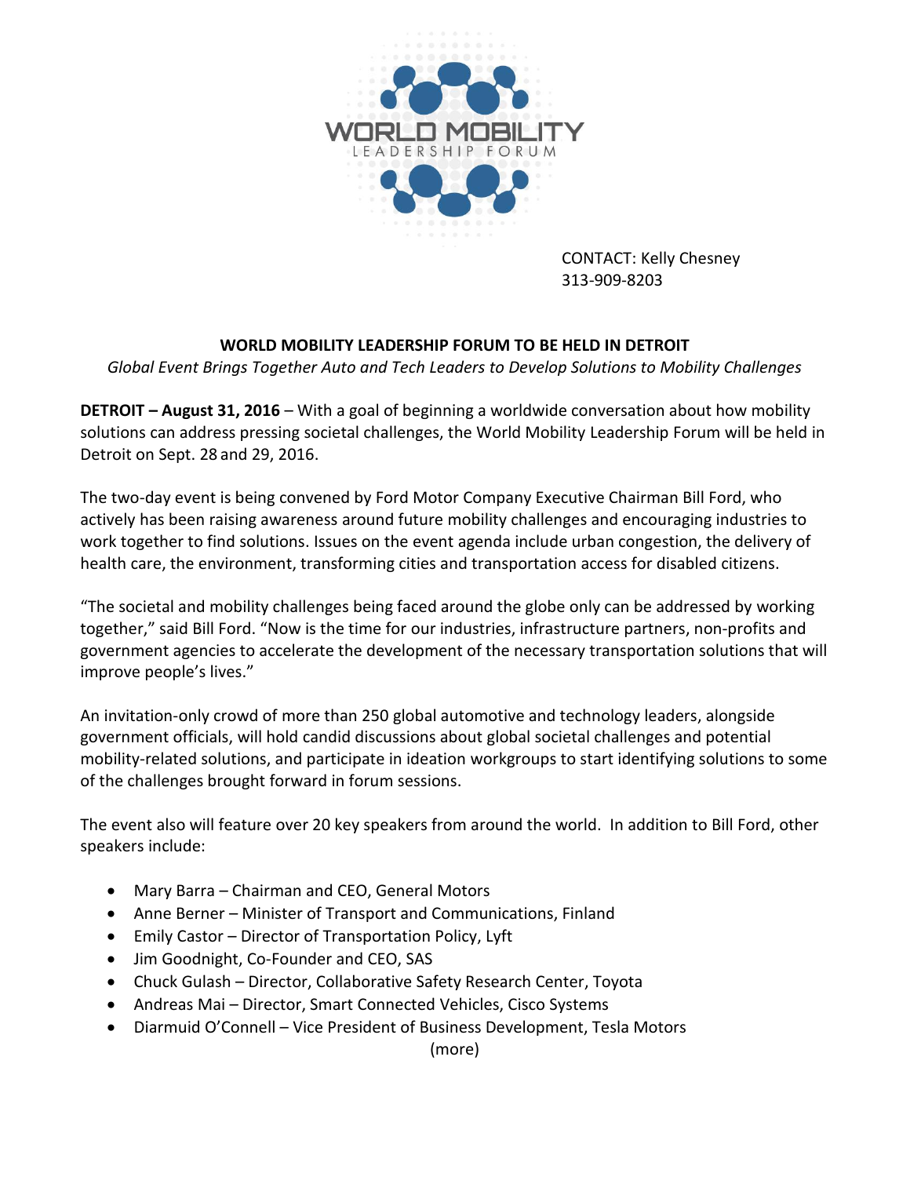WORLD MOBILITY
LEADERSHIP FORUM

CONTACT: Kelly Chesney
313-909-8203

## WORLD MOBILITY LEADERSHIP FORUM TO BE HELD IN DETROIT

*Global Event Brings Together Auto and Tech Leaders to Develop Solutions to Mobility Challenges*

**DETROIT – August 31, 2016** – With a goal of beginning a worldwide conversation about how mobility solutions can address pressing societal challenges, the World Mobility Leadership Forum will be held in Detroit on Sept. 28 and 29, 2016.

The two-day event is being convened by Ford Motor Company Executive Chairman Bill Ford, who actively has been raising awareness around future mobility challenges and encouraging industries to work together to find solutions. Issues on the event agenda include urban congestion, the delivery of health care, the environment, transforming cities and transportation access for disabled citizens.

"The societal and mobility challenges being faced around the globe only can be addressed by working together," said Bill Ford. "Now is the time for our industries, infrastructure partners, non-profits and government agencies to accelerate the development of the necessary transportation solutions that will improve people's lives."

An invitation-only crowd of more than 250 global automotive and technology leaders, alongside government officials, will hold candid discussions about global societal challenges and potential mobility-related solutions, and participate in ideation workgroups to start identifying solutions to some of the challenges brought forward in forum sessions.

The event also will feature over 20 key speakers from around the world. In addition to Bill Ford, other speakers include:

- Mary Barra – Chairman and CEO, General Motors
- Anne Berner – Minister of Transport and Communications, Finland
- Emily Castor – Director of Transportation Policy, Lyft
- Jim Goodnight, Co-Founder and CEO, SAS
- Chuck Gulash – Director, Collaborative Safety Research Center, Toyota
- Andreas Mai – Director, Smart Connected Vehicles, Cisco Systems
- Diarmuid O'Connell – Vice President of Business Development, Tesla Motors

(more)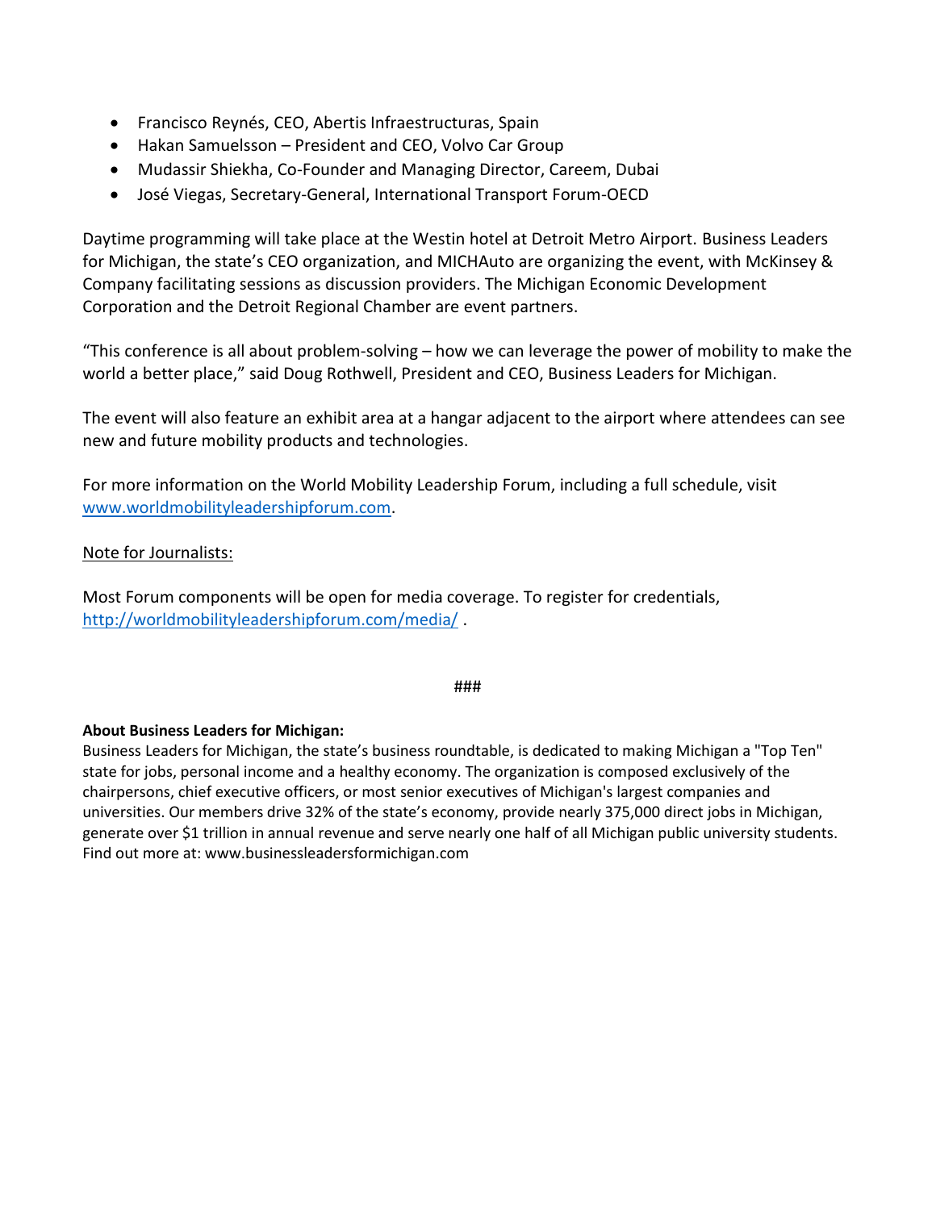- Francisco Reynés, CEO, Abertis Infraestructuras, Spain
- Hakan Samuelsson – President and CEO, Volvo Car Group
- Mudassir Shiekha, Co-Founder and Managing Director, Careem, Dubai
- José Viegas, Secretary-General, International Transport Forum-OECD

Daytime programming will take place at the Westin hotel at Detroit Metro Airport. Business Leaders for Michigan, the state's CEO organization, and MICHAuto are organizing the event, with McKinsey & Company facilitating sessions as discussion providers. The Michigan Economic Development Corporation and the Detroit Regional Chamber are event partners.

"This conference is all about problem-solving – how we can leverage the power of mobility to make the world a better place," said Doug Rothwell, President and CEO, Business Leaders for Michigan.

The event will also feature an exhibit area at a hangar adjacent to the airport where attendees can see new and future mobility products and technologies.

For more information on the World Mobility Leadership Forum, including a full schedule, visit [www.worldmobilityleadershipforum.com](http://www.worldmobilityleadershipforum.com).

Note for Journalists:

Most Forum components will be open for media coverage. To register for credentials, [http://worldmobilityleadershipforum.com/media/](http://worldmobilityleadershipforum.com/media/) .

###

**About Business Leaders for Michigan:**

Business Leaders for Michigan, the state's business roundtable, is dedicated to making Michigan a "Top Ten" state for jobs, personal income and a healthy economy. The organization is composed exclusively of the chairpersons, chief executive officers, or most senior executives of Michigan's largest companies and universities. Our members drive 32% of the state's economy, provide nearly 375,000 direct jobs in Michigan, generate over $1 trillion in annual revenue and serve nearly one half of all Michigan public university students. Find out more at: www.businessleadersformichigan.com